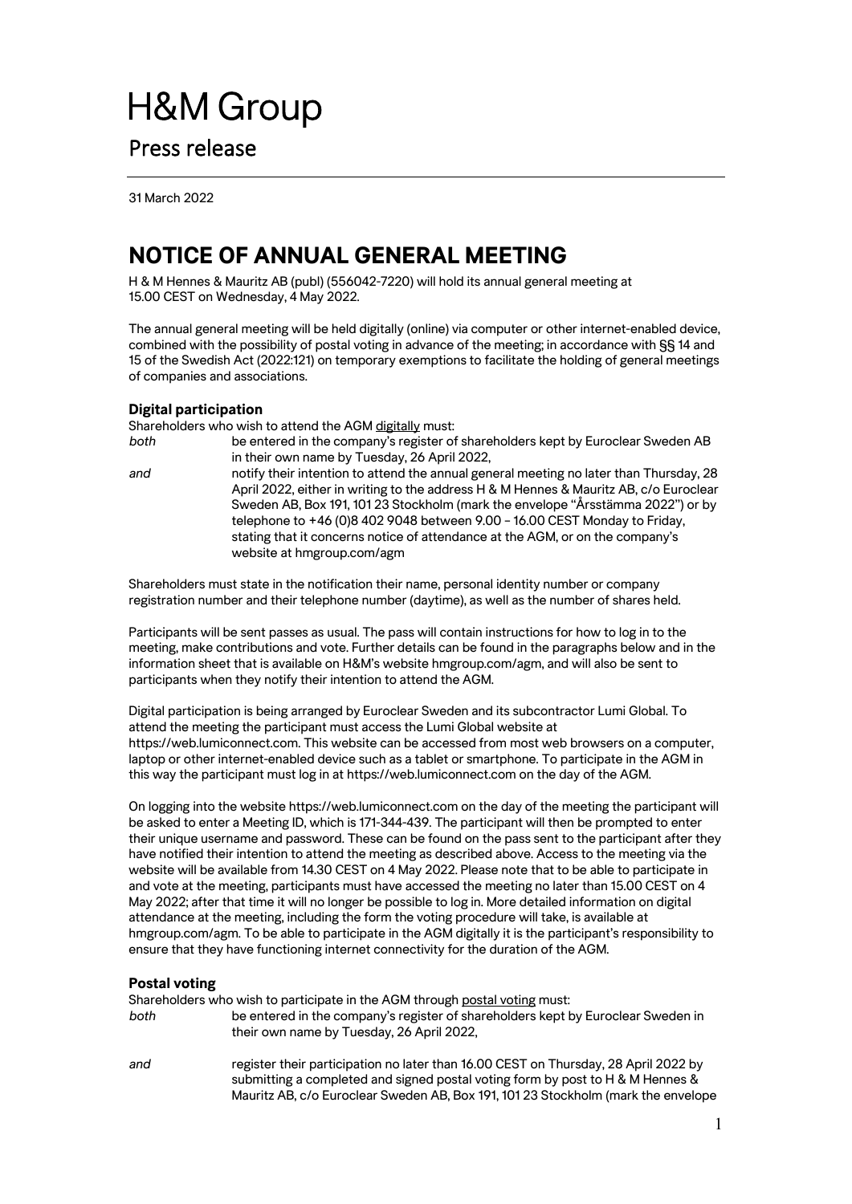# H&M Group

## Press release

31 March 2022

# NOTICE OF ANNUAL GENERAL MEETING

H & M Hennes & Mauritz AB (publ) (556042-7220) will hold its annual general meeting at 15.00 CEST on Wednesday, 4 May 2022.

The annual general meeting will be held digitally (online) via computer or other internet-enabled device, combined with the possibility of postal voting in advance of the meeting; in accordance with §§ 14 and 15 of the Swedish Act (2022:121) on temporary exemptions to facilitate the holding of general meetings of companies and associations.

### Digital participation

Shareholders who wish to attend the AGM digitally must:

*both* be entered in the company's register of shareholders kept by Euroclear Sweden AB in their own name by Tuesday, 26 April 2022,

*and* notify their intention to attend the annual general meeting no later than Thursday, 28 April 2022, either in writing to the address H & M Hennes & Mauritz AB, c/o Euroclear Sweden AB, Box 191, 101 23 Stockholm (mark the envelope "Årsstämma 2022") or by telephone to +46 (0)8 402 9048 between 9.00 – 16.00 CEST Monday to Friday, stating that it concerns notice of attendance at the AGM, or on the company's website at hmgroup.com/agm

Shareholders must state in the notification their name, personal identity number or company registration number and their telephone number (daytime), as well as the number of shares held.

Participants will be sent passes as usual. The pass will contain instructions for how to log in to the meeting, make contributions and vote. Further details can be found in the paragraphs below and in the information sheet that is available on H&M's website hmgroup.com/agm, and will also be sent to participants when they notify their intention to attend the AGM.

Digital participation is being arranged by Euroclear Sweden and its subcontractor Lumi Global. To attend the meeting the participant must access the Lumi Global website at https://web.lumiconnect.com. This website can be accessed from most web browsers on a computer, laptop or other internet-enabled device such as a tablet or smartphone. To participate in the AGM in this way the participant must log in at https://web.lumiconnect.com on the day of the AGM.

On logging into the website https://web.lumiconnect.com on the day of the meeting the participant will be asked to enter a Meeting ID, which is 171-344-439. The participant will then be prompted to enter their unique username and password. These can be found on the pass sent to the participant after they have notified their intention to attend the meeting as described above. Access to the meeting via the website will be available from 14.30 CEST on 4 May 2022. Please note that to be able to participate in and vote at the meeting, participants must have accessed the meeting no later than 15.00 CEST on 4 May 2022; after that time it will no longer be possible to log in. More detailed information on digital attendance at the meeting, including the form the voting procedure will take, is available at hmgroup.com/agm. To be able to participate in the AGM digitally it is the participant's responsibility to ensure that they have functioning internet connectivity for the duration of the AGM.

### Postal voting

Shareholders who wish to participate in the AGM through postal voting must:

*both* be entered in the company's register of shareholders kept by Euroclear Sweden in their own name by Tuesday, 26 April 2022,

*and* register their participation no later than 16.00 CEST on Thursday, 28 April 2022 by submitting a completed and signed postal voting form by post to H & M Hennes & Mauritz AB, c/o Euroclear Sweden AB, Box 191, 101 23 Stockholm (mark the envelope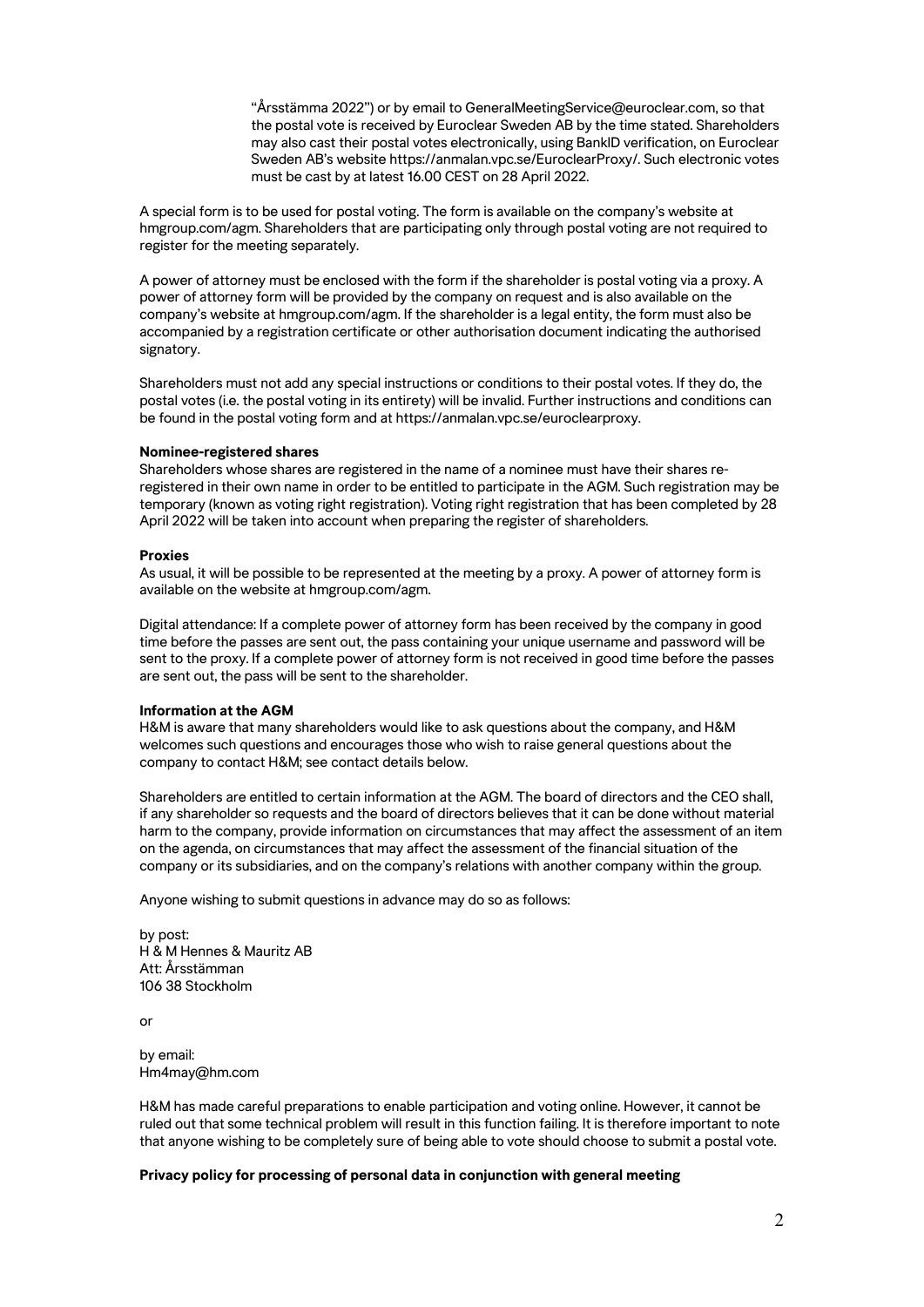"Årsstämma 2022") or by email to GeneralMeetingService@euroclear.com, so that the postal vote is received by Euroclear Sweden AB by the time stated. Shareholders may also cast their postal votes electronically, using BankID verification, on Euroclear Sweden AB's website https://anmalan.vpc.se/EuroclearProxy/. Such electronic votes must be cast by at latest 16.00 CEST on 28 April 2022.

A special form is to be used for postal voting. The form is available on the company's website at hmgroup.com/agm. Shareholders that are participating only through postal voting are not required to register for the meeting separately.

A power of attorney must be enclosed with the form if the shareholder is postal voting via a proxy. A power of attorney form will be provided by the company on request and is also available on the company's website at hmgroup.com/agm. If the shareholder is a legal entity, the form must also be accompanied by a registration certificate or other authorisation document indicating the authorised signatory.

Shareholders must not add any special instructions or conditions to their postal votes. If they do, the postal votes (i.e. the postal voting in its entirety) will be invalid. Further instructions and conditions can be found in the postal voting form and at https://anmalan.vpc.se/euroclearproxy.

**Nominee-registered shares**
Shareholders whose shares are registered in the name of a nominee must have their shares re-registered in their own name in order to be entitled to participate in the AGM. Such registration may be temporary (known as voting right registration). Voting right registration that has been completed by 28 April 2022 will be taken into account when preparing the register of shareholders.

**Proxies**
As usual, it will be possible to be represented at the meeting by a proxy. A power of attorney form is available on the website at hmgroup.com/agm.

Digital attendance: If a complete power of attorney form has been received by the company in good time before the passes are sent out, the pass containing your unique username and password will be sent to the proxy. If a complete power of attorney form is not received in good time before the passes are sent out, the pass will be sent to the shareholder.

**Information at the AGM**
H&M is aware that many shareholders would like to ask questions about the company, and H&M welcomes such questions and encourages those who wish to raise general questions about the company to contact H&M; see contact details below.

Shareholders are entitled to certain information at the AGM. The board of directors and the CEO shall, if any shareholder so requests and the board of directors believes that it can be done without material harm to the company, provide information on circumstances that may affect the assessment of an item on the agenda, on circumstances that may affect the assessment of the financial situation of the company or its subsidiaries, and on the company's relations with another company within the group.

Anyone wishing to submit questions in advance may do so as follows:

by post:
H & M Hennes & Mauritz AB
Att: Årsstämman
106 38 Stockholm

or

by email:
Hm4may@hm.com

H&M has made careful preparations to enable participation and voting online. However, it cannot be ruled out that some technical problem will result in this function failing. It is therefore important to note that anyone wishing to be completely sure of being able to vote should choose to submit a postal vote.

**Privacy policy for processing of personal data in conjunction with general meeting**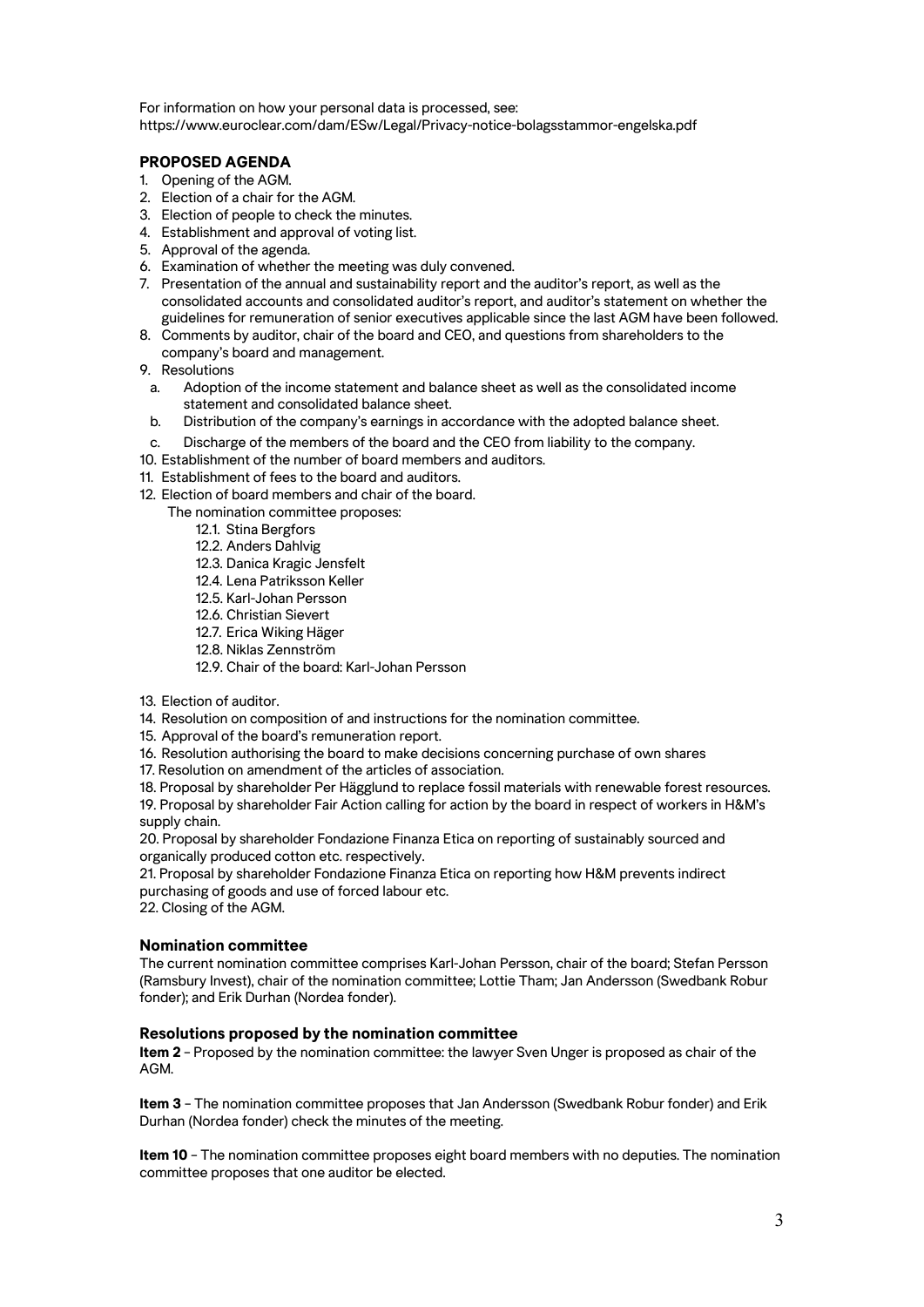For information on how your personal data is processed, see:
https://www.euroclear.com/dam/ESw/Legal/Privacy-notice-bolagsstammor-engelska.pdf

## PROPOSED AGENDA

1. Opening of the AGM.
2. Election of a chair for the AGM.
3. Election of people to check the minutes.
4. Establishment and approval of voting list.
5. Approval of the agenda.
6. Examination of whether the meeting was duly convened.
7. Presentation of the annual and sustainability report and the auditor's report, as well as the consolidated accounts and consolidated auditor's report, and auditor's statement on whether the guidelines for remuneration of senior executives applicable since the last AGM have been followed.
8. Comments by auditor, chair of the board and CEO, and questions from shareholders to the company's board and management.
9. Resolutions
   a. Adoption of the income statement and balance sheet as well as the consolidated income statement and consolidated balance sheet.
   b. Distribution of the company's earnings in accordance with the adopted balance sheet.
   c. Discharge of the members of the board and the CEO from liability to the company.
10. Establishment of the number of board members and auditors.
11. Establishment of fees to the board and auditors.
12. Election of board members and chair of the board.
    The nomination committee proposes:
    - 12.1. Stina Bergfors
    - 12.2. Anders Dahlvig
    - 12.3. Danica Kragic Jensfelt
    - 12.4. Lena Patriksson Keller
    - 12.5. Karl-Johan Persson
    - 12.6. Christian Sievert
    - 12.7. Erica Wiking Häger
    - 12.8. Niklas Zennström
    - 12.9. Chair of the board: Karl-Johan Persson
13. Election of auditor.
14. Resolution on composition of and instructions for the nomination committee.
15. Approval of the board's remuneration report.
16. Resolution authorising the board to make decisions concerning purchase of own shares
17. Resolution on amendment of the articles of association.
18. Proposal by shareholder Per Hägglund to replace fossil materials with renewable forest resources.
19. Proposal by shareholder Fair Action calling for action by the board in respect of workers in H&M's supply chain.
20. Proposal by shareholder Fondazione Finanza Etica on reporting of sustainably sourced and organically produced cotton etc. respectively.
21. Proposal by shareholder Fondazione Finanza Etica on reporting how H&M prevents indirect purchasing of goods and use of forced labour etc.
22. Closing of the AGM.

### Nomination committee

The current nomination committee comprises Karl-Johan Persson, chair of the board; Stefan Persson (Ramsbury Invest), chair of the nomination committee; Lottie Tham; Jan Andersson (Swedbank Robur fonder); and Erik Durhan (Nordea fonder).

### Resolutions proposed by the nomination committee

**Item 2** – Proposed by the nomination committee: the lawyer Sven Unger is proposed as chair of the AGM.

**Item 3** – The nomination committee proposes that Jan Andersson (Swedbank Robur fonder) and Erik Durhan (Nordea fonder) check the minutes of the meeting.

**Item 10** – The nomination committee proposes eight board members with no deputies. The nomination committee proposes that one auditor be elected.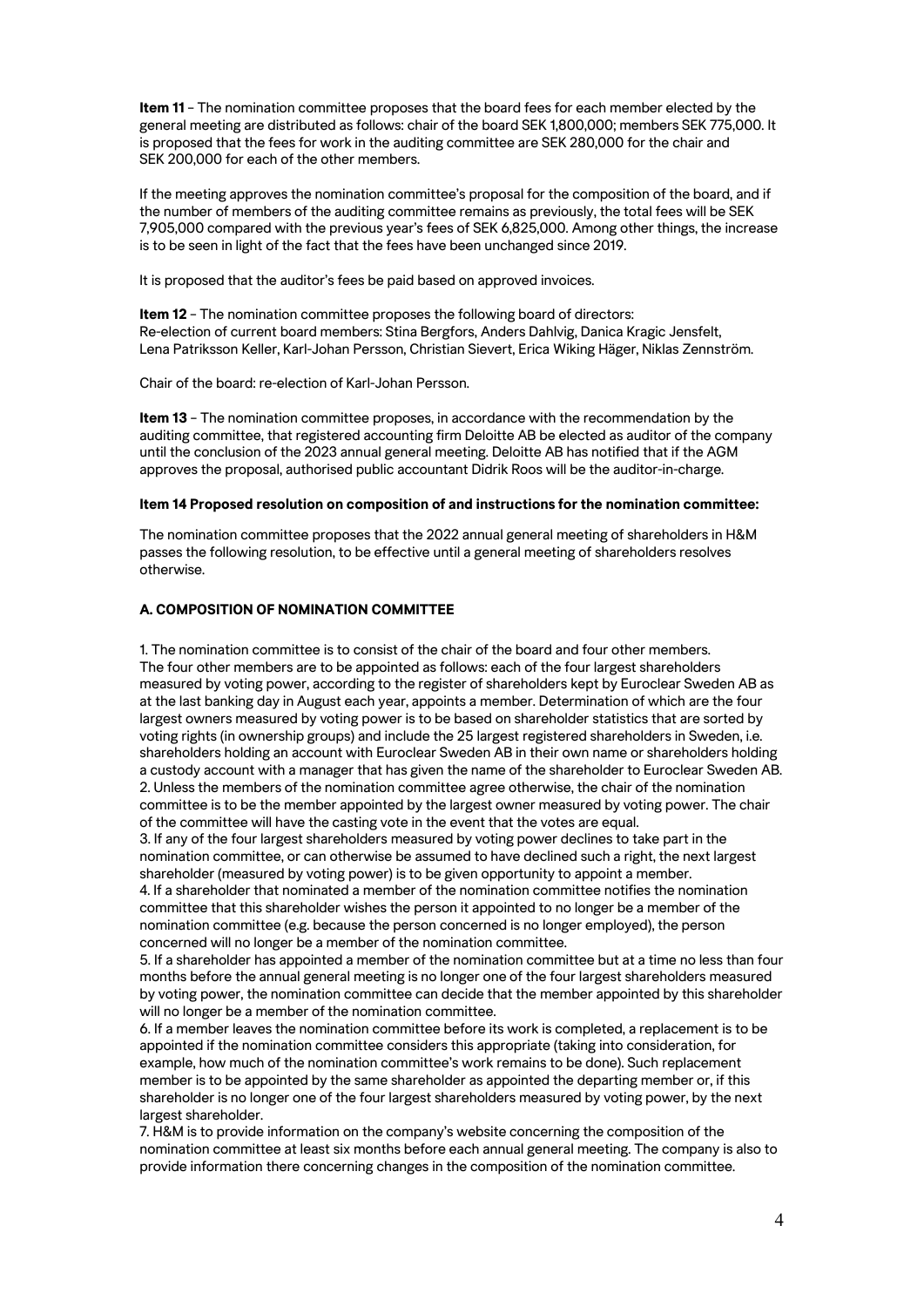**Item 11** – The nomination committee proposes that the board fees for each member elected by the general meeting are distributed as follows: chair of the board SEK 1,800,000; members SEK 775,000. It is proposed that the fees for work in the auditing committee are SEK 280,000 for the chair and SEK 200,000 for each of the other members.

If the meeting approves the nomination committee's proposal for the composition of the board, and if the number of members of the auditing committee remains as previously, the total fees will be SEK 7,905,000 compared with the previous year's fees of SEK 6,825,000. Among other things, the increase is to be seen in light of the fact that the fees have been unchanged since 2019.

It is proposed that the auditor's fees be paid based on approved invoices.

**Item 12** – The nomination committee proposes the following board of directors:
Re-election of current board members: Stina Bergfors, Anders Dahlvig, Danica Kragic Jensfelt, Lena Patriksson Keller, Karl-Johan Persson, Christian Sievert, Erica Wiking Häger, Niklas Zennström.

Chair of the board: re-election of Karl-Johan Persson.

**Item 13** – The nomination committee proposes, in accordance with the recommendation by the auditing committee, that registered accounting firm Deloitte AB be elected as auditor of the company until the conclusion of the 2023 annual general meeting. Deloitte AB has notified that if the AGM approves the proposal, authorised public accountant Didrik Roos will be the auditor-in-charge.

**Item 14 Proposed resolution on composition of and instructions for the nomination committee:**

The nomination committee proposes that the 2022 annual general meeting of shareholders in H&M passes the following resolution, to be effective until a general meeting of shareholders resolves otherwise.

**A. COMPOSITION OF NOMINATION COMMITTEE**

1. The nomination committee is to consist of the chair of the board and four other members. The four other members are to be appointed as follows: each of the four largest shareholders measured by voting power, according to the register of shareholders kept by Euroclear Sweden AB as at the last banking day in August each year, appoints a member. Determination of which are the four largest owners measured by voting power is to be based on shareholder statistics that are sorted by voting rights (in ownership groups) and include the 25 largest registered shareholders in Sweden, i.e. shareholders holding an account with Euroclear Sweden AB in their own name or shareholders holding a custody account with a manager that has given the name of the shareholder to Euroclear Sweden AB.
2. Unless the members of the nomination committee agree otherwise, the chair of the nomination committee is to be the member appointed by the largest owner measured by voting power. The chair of the committee will have the casting vote in the event that the votes are equal.
3. If any of the four largest shareholders measured by voting power declines to take part in the nomination committee, or can otherwise be assumed to have declined such a right, the next largest shareholder (measured by voting power) is to be given opportunity to appoint a member.
4. If a shareholder that nominated a member of the nomination committee notifies the nomination committee that this shareholder wishes the person it appointed to no longer be a member of the nomination committee (e.g. because the person concerned is no longer employed), the person concerned will no longer be a member of the nomination committee.
5. If a shareholder has appointed a member of the nomination committee but at a time no less than four months before the annual general meeting is no longer one of the four largest shareholders measured by voting power, the nomination committee can decide that the member appointed by this shareholder will no longer be a member of the nomination committee.
6. If a member leaves the nomination committee before its work is completed, a replacement is to be appointed if the nomination committee considers this appropriate (taking into consideration, for example, how much of the nomination committee's work remains to be done). Such replacement member is to be appointed by the same shareholder as appointed the departing member or, if this shareholder is no longer one of the four largest shareholders measured by voting power, by the next largest shareholder.
7. H&M is to provide information on the company's website concerning the composition of the nomination committee at least six months before each annual general meeting. The company is also to provide information there concerning changes in the composition of the nomination committee.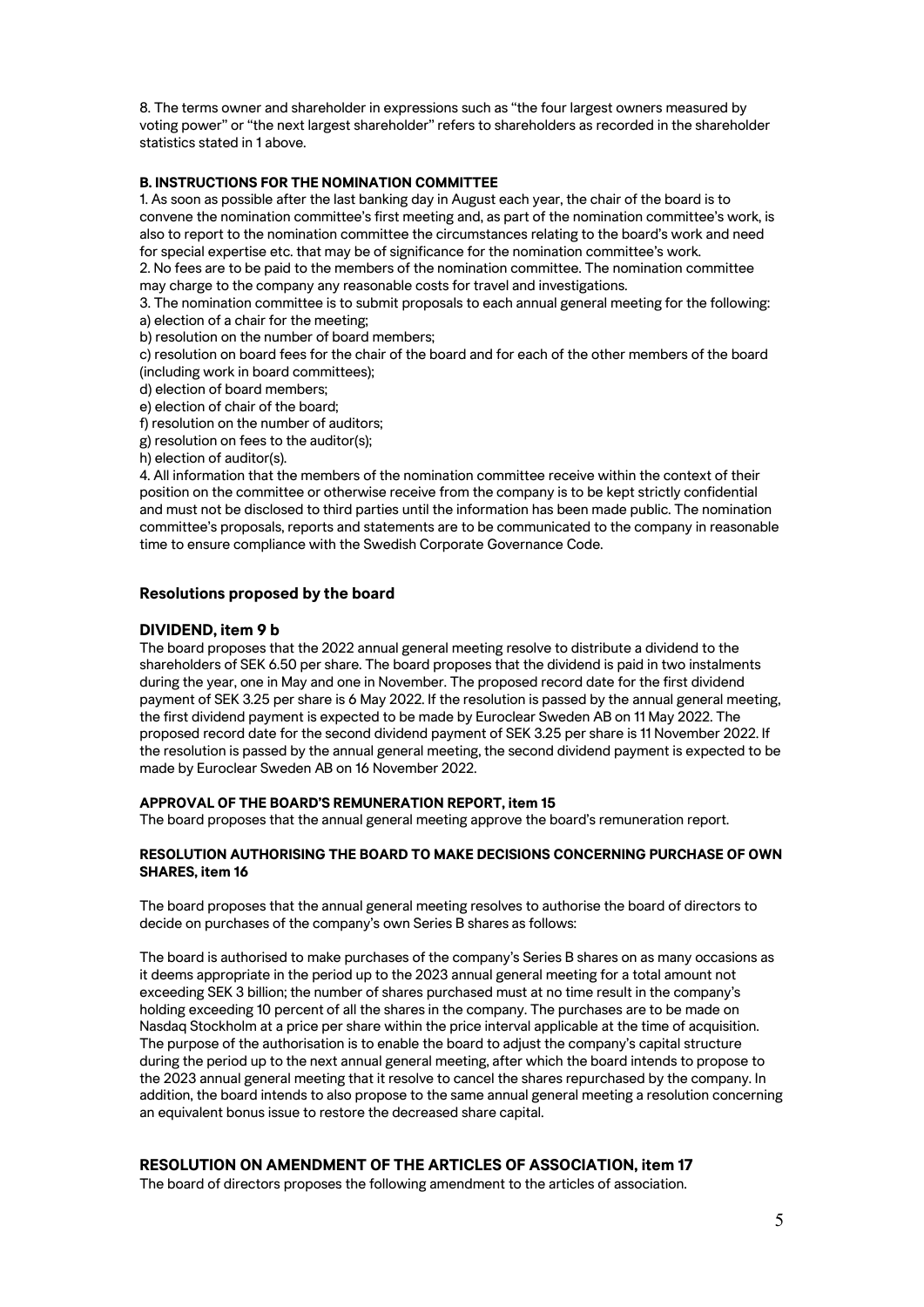8. The terms owner and shareholder in expressions such as "the four largest owners measured by voting power" or "the next largest shareholder" refers to shareholders as recorded in the shareholder statistics stated in 1 above.

#### B. INSTRUCTIONS FOR THE NOMINATION COMMITTEE

1. As soon as possible after the last banking day in August each year, the chair of the board is to convene the nomination committee's first meeting and, as part of the nomination committee's work, is also to report to the nomination committee the circumstances relating to the board's work and need for special expertise etc. that may be of significance for the nomination committee's work.
2. No fees are to be paid to the members of the nomination committee. The nomination committee may charge to the company any reasonable costs for travel and investigations.
3. The nomination committee is to submit proposals to each annual general meeting for the following:
a) election of a chair for the meeting;
b) resolution on the number of board members;
c) resolution on board fees for the chair of the board and for each of the other members of the board (including work in board committees);
d) election of board members;
e) election of chair of the board;
f) resolution on the number of auditors;
g) resolution on fees to the auditor(s);
h) election of auditor(s).
4. All information that the members of the nomination committee receive within the context of their position on the committee or otherwise receive from the company is to be kept strictly confidential and must not be disclosed to third parties until the information has been made public. The nomination committee's proposals, reports and statements are to be communicated to the company in reasonable time to ensure compliance with the Swedish Corporate Governance Code.

## Resolutions proposed by the board

### DIVIDEND, item 9 b

The board proposes that the 2022 annual general meeting resolve to distribute a dividend to the shareholders of SEK 6.50 per share. The board proposes that the dividend is paid in two instalments during the year, one in May and one in November. The proposed record date for the first dividend payment of SEK 3.25 per share is 6 May 2022. If the resolution is passed by the annual general meeting, the first dividend payment is expected to be made by Euroclear Sweden AB on 11 May 2022. The proposed record date for the second dividend payment of SEK 3.25 per share is 11 November 2022. If the resolution is passed by the annual general meeting, the second dividend payment is expected to be made by Euroclear Sweden AB on 16 November 2022.

#### APPROVAL OF THE BOARD'S REMUNERATION REPORT, item 15

The board proposes that the annual general meeting approve the board's remuneration report.

#### RESOLUTION AUTHORISING THE BOARD TO MAKE DECISIONS CONCERNING PURCHASE OF OWN SHARES, item 16

The board proposes that the annual general meeting resolves to authorise the board of directors to decide on purchases of the company's own Series B shares as follows:

The board is authorised to make purchases of the company's Series B shares on as many occasions as it deems appropriate in the period up to the 2023 annual general meeting for a total amount not exceeding SEK 3 billion; the number of shares purchased must at no time result in the company's holding exceeding 10 percent of all the shares in the company. The purchases are to be made on Nasdaq Stockholm at a price per share within the price interval applicable at the time of acquisition. The purpose of the authorisation is to enable the board to adjust the company's capital structure during the period up to the next annual general meeting, after which the board intends to propose to the 2023 annual general meeting that it resolve to cancel the shares repurchased by the company. In addition, the board intends to also propose to the same annual general meeting a resolution concerning an equivalent bonus issue to restore the decreased share capital.

### RESOLUTION ON AMENDMENT OF THE ARTICLES OF ASSOCIATION, item 17

The board of directors proposes the following amendment to the articles of association.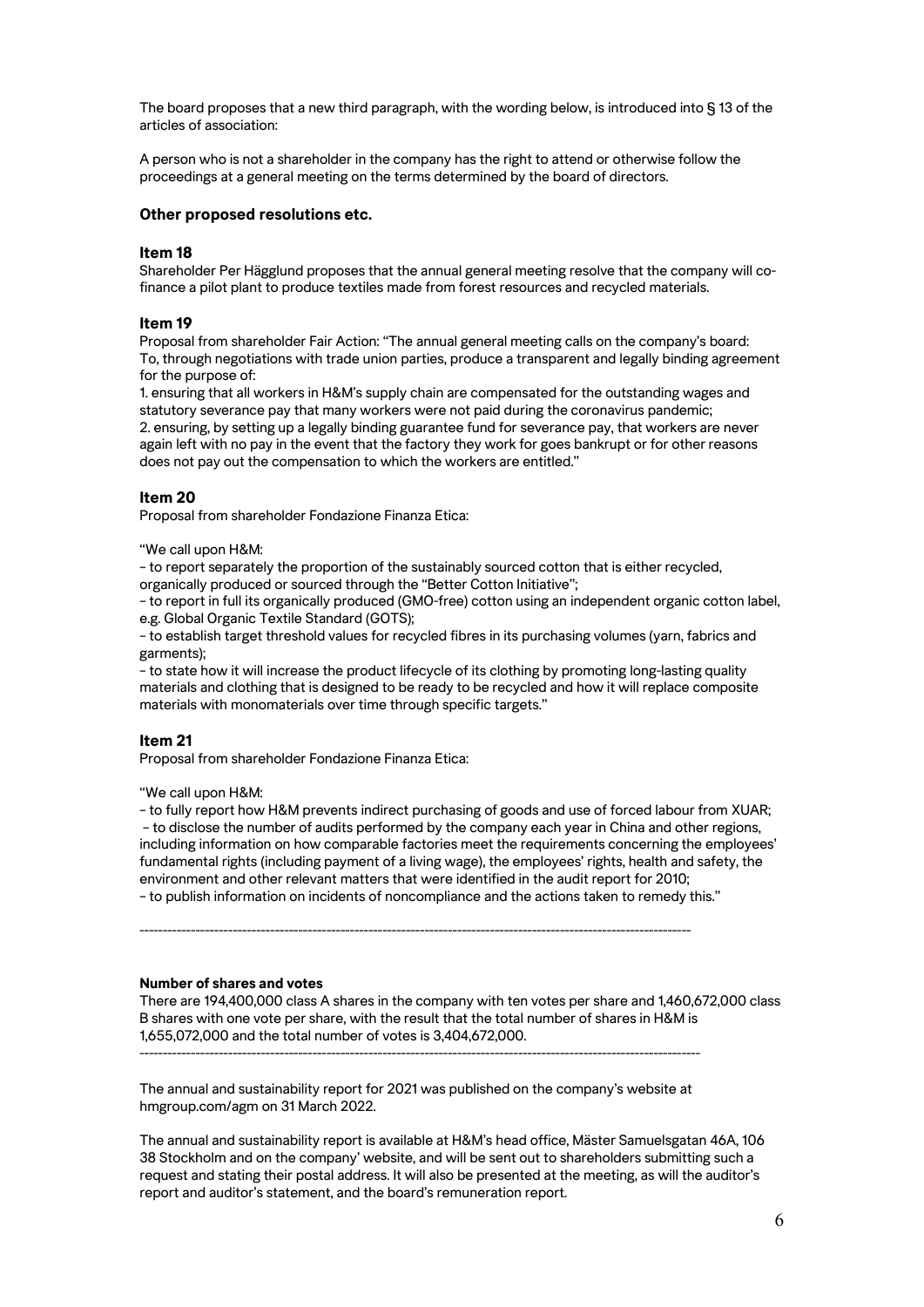The board proposes that a new third paragraph, with the wording below, is introduced into § 13 of the articles of association:

A person who is not a shareholder in the company has the right to attend or otherwise follow the proceedings at a general meeting on the terms determined by the board of directors.

### Other proposed resolutions etc.

#### Item 18

Shareholder Per Hägglund proposes that the annual general meeting resolve that the company will co-finance a pilot plant to produce textiles made from forest resources and recycled materials.

#### Item 19

Proposal from shareholder Fair Action: "The annual general meeting calls on the company's board: To, through negotiations with trade union parties, produce a transparent and legally binding agreement for the purpose of:
1. ensuring that all workers in H&M's supply chain are compensated for the outstanding wages and statutory severance pay that many workers were not paid during the coronavirus pandemic;
2. ensuring, by setting up a legally binding guarantee fund for severance pay, that workers are never again left with no pay in the event that the factory they work for goes bankrupt or for other reasons does not pay out the compensation to which the workers are entitled."

#### Item 20

Proposal from shareholder Fondazione Finanza Etica:

"We call upon H&M:

- to report separately the proportion of the sustainably sourced cotton that is either recycled, organically produced or sourced through the "Better Cotton Initiative";
- to report in full its organically produced (GMO-free) cotton using an independent organic cotton label, e.g. Global Organic Textile Standard (GOTS);
- to establish target threshold values for recycled fibres in its purchasing volumes (yarn, fabrics and garments);
- to state how it will increase the product lifecycle of its clothing by promoting long-lasting quality materials and clothing that is designed to be ready to be recycled and how it will replace composite materials with monomaterials over time through specific targets."

#### Item 21

Proposal from shareholder Fondazione Finanza Etica:

"We call upon H&M:

- to fully report how H&M prevents indirect purchasing of goods and use of forced labour from XUAR;
- to disclose the number of audits performed by the company each year in China and other regions, including information on how comparable factories meet the requirements concerning the employees' fundamental rights (including payment of a living wage), the employees' rights, health and safety, the environment and other relevant matters that were identified in the audit report for 2010;
- to publish information on incidents of noncompliance and the actions taken to remedy this."

---

**Number of shares and votes**

There are 194,400,000 class A shares in the company with ten votes per share and 1,460,672,000 class B shares with one vote per share, with the result that the total number of shares in H&M is 1,655,072,000 and the total number of votes is 3,404,672,000.

---

The annual and sustainability report for 2021 was published on the company's website at hmgroup.com/agm on 31 March 2022.

The annual and sustainability report is available at H&M's head office, Mäster Samuelsgatan 46A, 106 38 Stockholm and on the company' website, and will be sent out to shareholders submitting such a request and stating their postal address. It will also be presented at the meeting, as will the auditor's report and auditor's statement, and the board's remuneration report.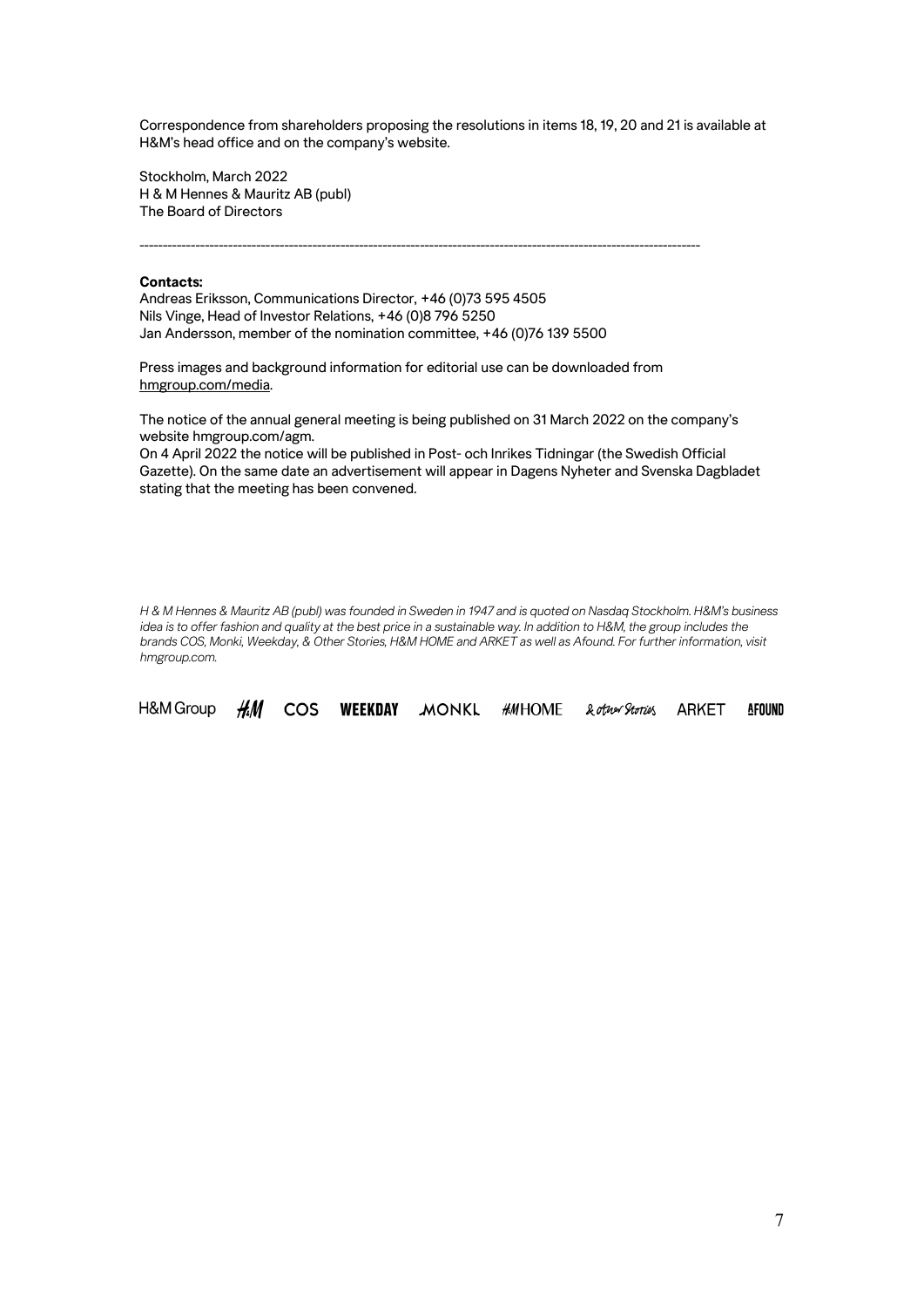Correspondence from shareholders proposing the resolutions in items 18, 19, 20 and 21 is available at H&M's head office and on the company's website.

Stockholm, March 2022
H & M Hennes & Mauritz AB (publ)
The Board of Directors

---

**Contacts:**
Andreas Eriksson, Communications Director, +46 (0)73 595 4505
Nils Vinge, Head of Investor Relations, +46 (0)8 796 5250
Jan Andersson, member of the nomination committee, +46 (0)76 139 5500

Press images and background information for editorial use can be downloaded from hmgroup.com/media.

The notice of the annual general meeting is being published on 31 March 2022 on the company's website hmgroup.com/agm.
On 4 April 2022 the notice will be published in Post- och Inrikes Tidningar (the Swedish Official Gazette). On the same date an advertisement will appear in Dagens Nyheter and Svenska Dagbladet stating that the meeting has been convened.

*H & M Hennes & Mauritz AB (publ) was founded in Sweden in 1947 and is quoted on Nasdaq Stockholm. H&M's business idea is to offer fashion and quality at the best price in a sustainable way. In addition to H&M, the group includes the brands COS, Monki, Weekday, & Other Stories, H&M HOME and ARKET as well as Afound. For further information, visit hmgroup.com.*

H&M Group H&M COS WEEKDAY MONKI H&M HOME & Other Stories ARKET AFOUND